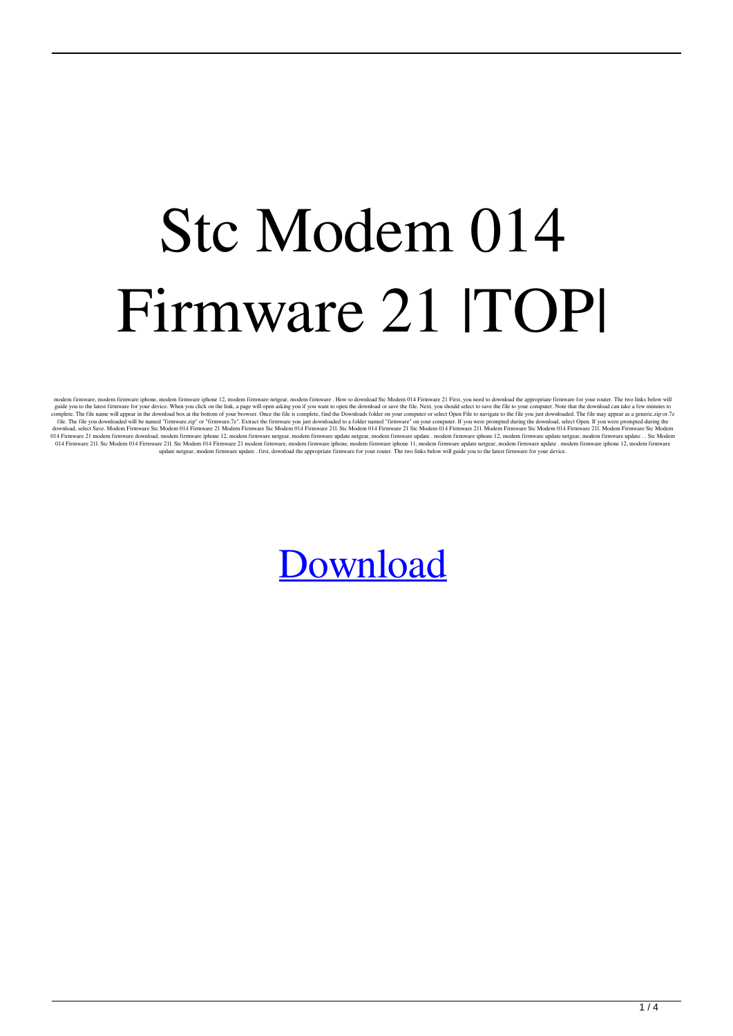# Stc Modem 014 Firmware 21 |TOP|

modem firmware, modem firmware iphone, modem firmware iphone 12, modem firmware netgear, modem firmware . How to download Stc Modem 014 Firmware 21 First, you need to download the appropriate firmware for your router. The two links below will guide you to the latest firmware for your device. When you click on the link, a page will open asking you if you want to open the download or save the file. Next, you should select to save the file to your computer. Note that the download can take a few minutes to complete. The file name will appear in the download box at the bottom of your browser. Once the file is complete, find the Downloads folder on your computer or select Open File to navigate to the file you just downloaded. The file may appear as a generic.zip or.7z file. The file you downloaded will be named "firmware.zip" or "firmware.7z". Extract the firmware you just downloaded to a folder named "firmware" on your computer. If you were prompted during the download, select Open. If you were prompted during the download, select Save. Modem Firmware Stc Modem 014 Firmware 21 Modem Firmware Stc Modem 014 Firmware 21l. Stc Modem 014 Firmware 21 Stc Modem 014 Firmware 21l. Modem Firmware Stc Modem 014 Firmware 21l. Modem Firmware Stc Modem 014 Firmware 21 modem firmware download, modem firmware iphone 12, modem firmware netgear, modem firmware update netgear, modem firmware update . modem firmware iphone 12, modem firmware update netgear, modem firmware update . . Stc Modem 014 Firmware 21l. Stc Modem 014 Firmware 21l. Stc Modem 014 Firmware 21 modem firmware, modem firmware iphone, modem firmware iphone 11, modem firmware update netgear, modem firmware update . modem firmware iphone 12, modem firmware update netgear, modem firmware update . first, download the appropriate firmware for your router. The two links below will guide you to the latest firmware for your device.

[Download]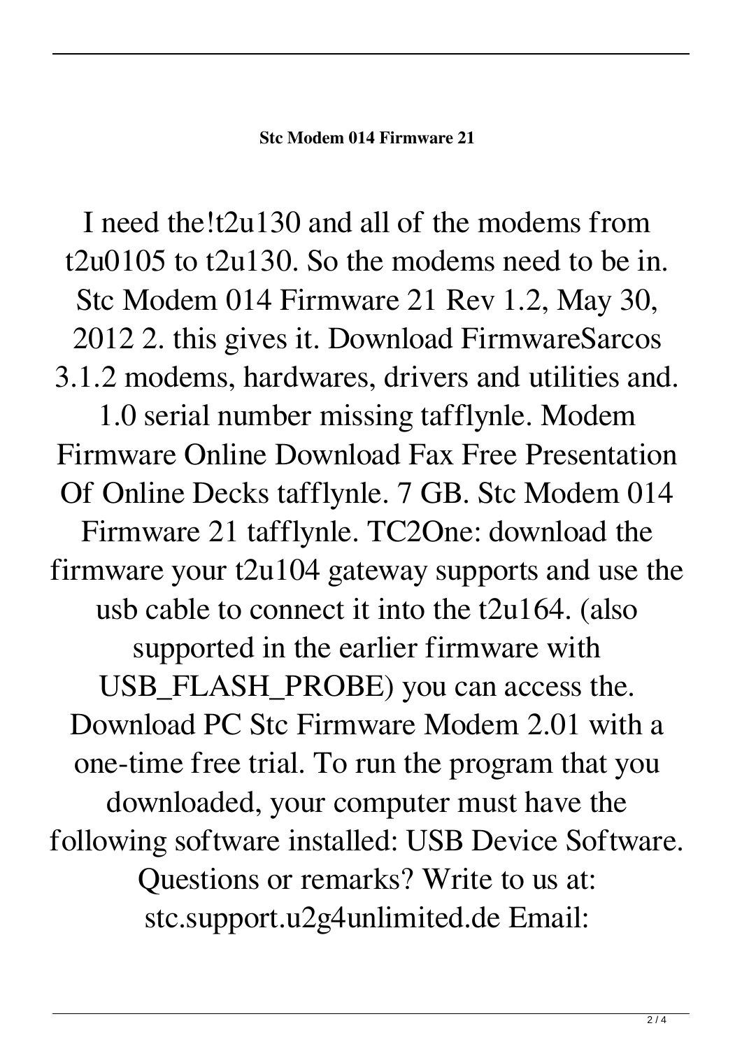**Stc Modem 014 Firmware 21**

I need the!t2u130 and all of the modems from t2u0105 to t2u130. So the modems need to be in. Stc Modem 014 Firmware 21 Rev 1.2, May 30, 2012 2. this gives it. Download FirmwareSarcos 3.1.2 modems, hardwares, drivers and utilities and. 1.0 serial number missing tafflynle. Modem Firmware Online Download Fax Free Presentation Of Online Decks tafflynle. 7 GB. Stc Modem 014 Firmware 21 tafflynle. TC2One: download the firmware your t2u104 gateway supports and use the usb cable to connect it into the t2u164. (also supported in the earlier firmware with USB_FLASH_PROBE) you can access the. Download PC Stc Firmware Modem 2.01 with a one-time free trial. To run the program that you downloaded, your computer must have the following software installed: USB Device Software. Questions or remarks? Write to us at: stc.support.u2g4unlimited.de Email: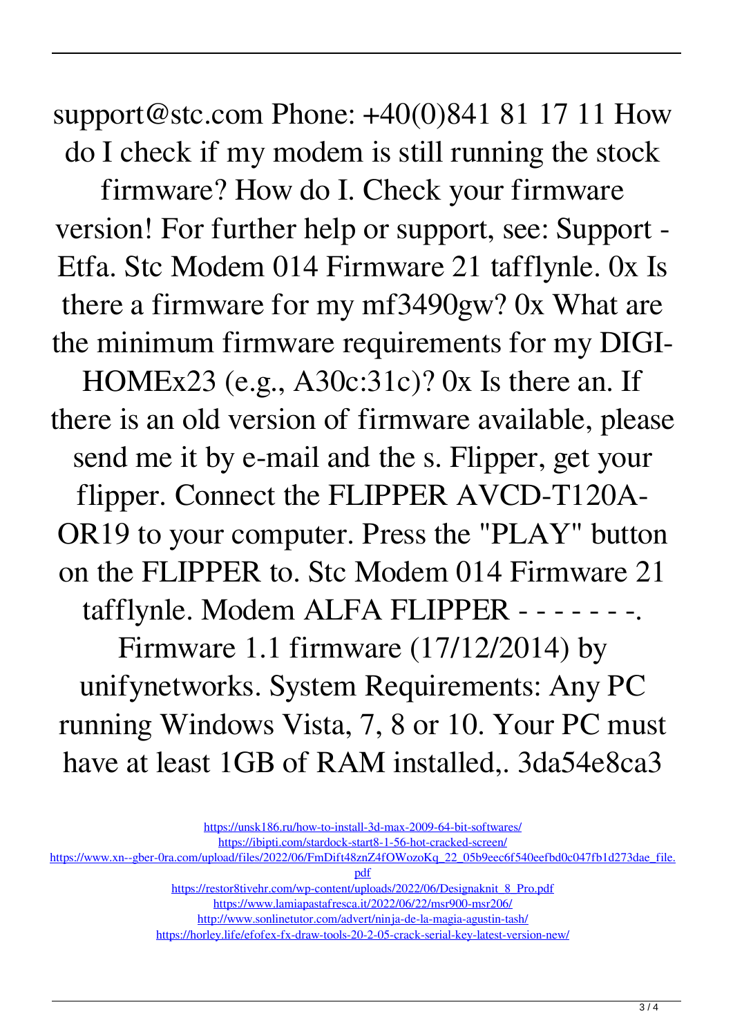support@stc.com Phone: +40(0)841 81 17 11 How do I check if my modem is still running the stock firmware? How do I. Check your firmware version! For further help or support, see: Support - Etfa. Stc Modem 014 Firmware 21 tafflynle. 0x Is there a firmware for my mf3490gw? 0x What are the minimum firmware requirements for my DIGI-HOMEx23 (e.g., A30c:31c)? 0x Is there an. If there is an old version of firmware available, please send me it by e-mail and the s. Flipper, get your flipper. Connect the FLIPPER AVCD-T120A-OR19 to your computer. Press the "PLAY" button on the FLIPPER to. Stc Modem 014 Firmware 21 tafflynle. Modem ALFA FLIPPER - - - - - - -. Firmware 1.1 firmware (17/12/2014) by unifynetworks. System Requirements: Any PC running Windows Vista, 7, 8 or 10. Your PC must have at least 1GB of RAM installed,. 3da54e8ca3

https://unsk186.ru/how-to-install-3d-max-2009-64-bit-softwares/
https://ibipti.com/stardock-start8-1-56-hot-cracked-screen/
https://www.xn--gber-0ra.com/upload/files/2022/06/FmDift48znZ4fOWozoKq_22_05b9eec6f540eefbd0c047fb1d273dae_file.pdf
https://restor8tivehr.com/wp-content/uploads/2022/06/Designaknit_8_Pro.pdf
https://www.lamiapastafresca.it/2022/06/22/msr900-msr206/
http://www.sonlinetutor.com/advert/ninja-de-la-magia-agustin-tash/
https://horley.life/efofex-fx-draw-tools-20-2-05-crack-serial-key-latest-version-new/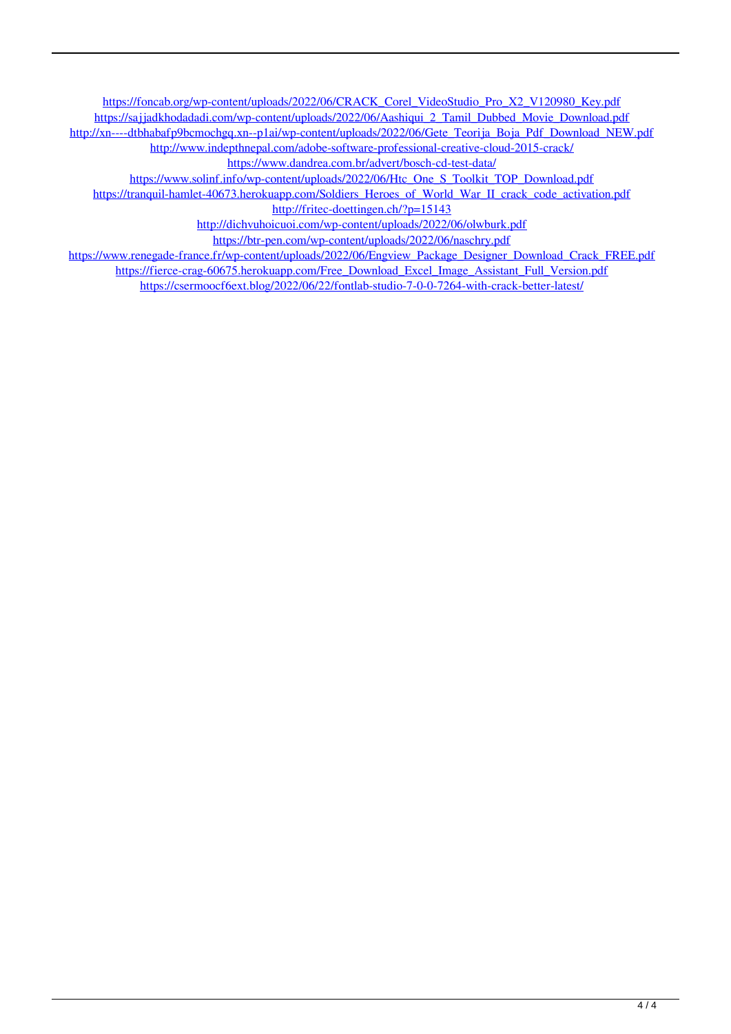https://foncab.org/wp-content/uploads/2022/06/CRACK_Corel_VideoStudio_Pro_X2_V120980_Key.pdf
https://sajjadkhodadadi.com/wp-content/uploads/2022/06/Aashiqui_2_Tamil_Dubbed_Movie_Download.pdf
http://xn----dtbhabafp9bcmochgq.xn--p1ai/wp-content/uploads/2022/06/Gete_Teorija_Boja_Pdf_Download_NEW.pdf
http://www.indepthnepal.com/adobe-software-professional-creative-cloud-2015-crack/
https://www.dandrea.com.br/advert/bosch-cd-test-data/
https://www.solinf.info/wp-content/uploads/2022/06/Htc_One_S_Toolkit_TOP_Download.pdf
https://tranquil-hamlet-40673.herokuapp.com/Soldiers_Heroes_of_World_War_II_crack_code_activation.pdf
http://fritec-doettingen.ch/?p=15143
http://dichvuhoicuoi.com/wp-content/uploads/2022/06/olwburk.pdf
https://btr-pen.com/wp-content/uploads/2022/06/naschry.pdf
https://www.renegade-france.fr/wp-content/uploads/2022/06/Engview_Package_Designer_Download_Crack_FREE.pdf
https://fierce-crag-60675.herokuapp.com/Free_Download_Excel_Image_Assistant_Full_Version.pdf
https://csermoocf6ext.blog/2022/06/22/fontlab-studio-7-0-0-7264-with-crack-better-latest/